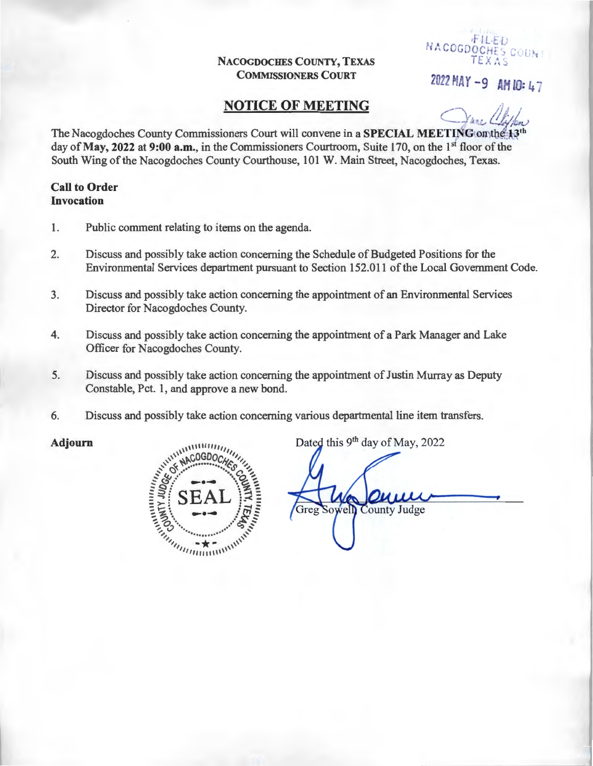**NACOGDOCHES COUNTY, TEXAS**
**COMMISSIONERS COURT**

FILED
NACOGDOCHES COUNTY
TEXAS
2022 MAY -9 AM 10: 47

## NOTICE OF MEETING

The Nacogdoches County Commissioners Court will convene in a **SPECIAL MEETING** on the 13th day of **May, 2022 at 9:00 a.m.**, in the Commissioners Courtroom, Suite 170, on the 1st floor of the South Wing of the Nacogdoches County Courthouse, 101 W. Main Street, Nacogdoches, Texas.

**Call to Order**
**Invocation**

1. Public comment relating to items on the agenda.
2. Discuss and possibly take action concerning the Schedule of Budgeted Positions for the Environmental Services department pursuant to Section 152.011 of the Local Government Code.
3. Discuss and possibly take action concerning the appointment of an Environmental Services Director for Nacogdoches County.
4. Discuss and possibly take action concerning the appointment of a Park Manager and Lake Officer for Nacogdoches County.
5. Discuss and possibly take action concerning the appointment of Justin Murray as Deputy Constable, Pct. 1, and approve a new bond.
6. Discuss and possibly take action concerning various departmental line item transfers.

**Adjourn**

COUNTY JUDGE OF NACOGDOCHES COUNTY, TEXAS SEAL

Dated this 9th day of May, 2022

Greg Sowell, County Judge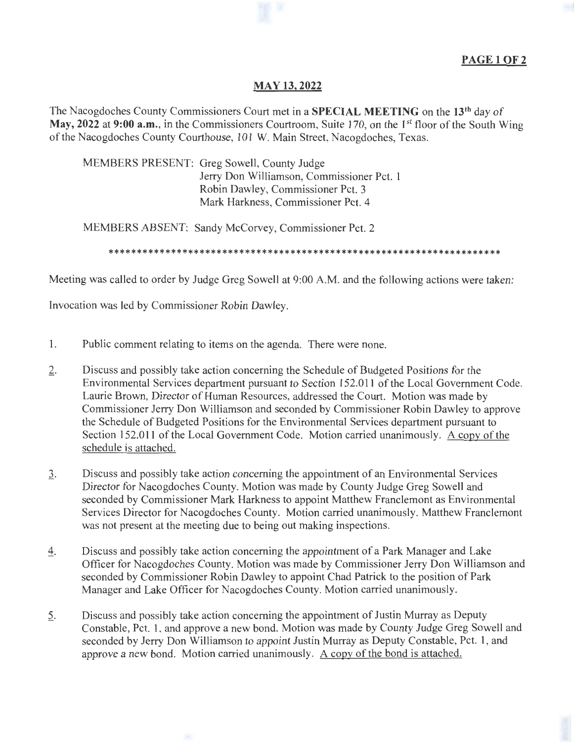**MAY 13, 2022**

The Nacogdoches County Commissioners Court met in a **SPECIAL MEETING** on the **13th** day of **May, 2022** at **9:00 a.m.**, in the Commissioners Courtroom, Suite 170, on the 1st floor of the South Wing of the Nacogdoches County Courthouse, 101 W. Main Street, Nacogdoches, Texas.

MEMBERS PRESENT: Greg Sowell, County Judge
Jerry Don Williamson, Commissioner Pct. 1
Robin Dawley, Commissioner Pct. 3
Mark Harkness, Commissioner Pct. 4

MEMBERS ABSENT: Sandy McCorvey, Commissioner Pct. 2

\*\*\*\*\*\*\*\*\*\*\*\*\*\*\*\*\*\*\*\*\*\*\*\*\*\*\*\*\*\*\*\*\*\*\*\*\*\*\*\*\*\*\*\*\*\*\*\*\*\*\*\*\*\*\*\*\*\*\*\*\*\*\*\*\*\*\*\*\*\*\*

Meeting was called to order by Judge Greg Sowell at 9:00 A.M. and the following actions were taken:

Invocation was led by Commissioner Robin Dawley.

1. Public comment relating to items on the agenda. There were none.

2. Discuss and possibly take action concerning the Schedule of Budgeted Positions for the Environmental Services department pursuant to Section 152.011 of the Local Government Code. Laurie Brown, Director of Human Resources, addressed the Court. Motion was made by Commissioner Jerry Don Williamson and seconded by Commissioner Robin Dawley to approve the Schedule of Budgeted Positions for the Environmental Services department pursuant to Section 152.011 of the Local Government Code. Motion carried unanimously. A copy of the schedule is attached.

3. Discuss and possibly take action concerning the appointment of an Environmental Services Director for Nacogdoches County. Motion was made by County Judge Greg Sowell and seconded by Commissioner Mark Harkness to appoint Matthew Franclemont as Environmental Services Director for Nacogdoches County. Motion carried unanimously. Matthew Franclemont was not present at the meeting due to being out making inspections.

4. Discuss and possibly take action concerning the appointment of a Park Manager and Lake Officer for Nacogdoches County. Motion was made by Commissioner Jerry Don Williamson and seconded by Commissioner Robin Dawley to appoint Chad Patrick to the position of Park Manager and Lake Officer for Nacogdoches County. Motion carried unanimously.

5. Discuss and possibly take action concerning the appointment of Justin Murray as Deputy Constable, Pct. 1, and approve a new bond. Motion was made by County Judge Greg Sowell and seconded by Jerry Don Williamson to appoint Justin Murray as Deputy Constable, Pct. 1, and approve a new bond. Motion carried unanimously. A copy of the bond is attached.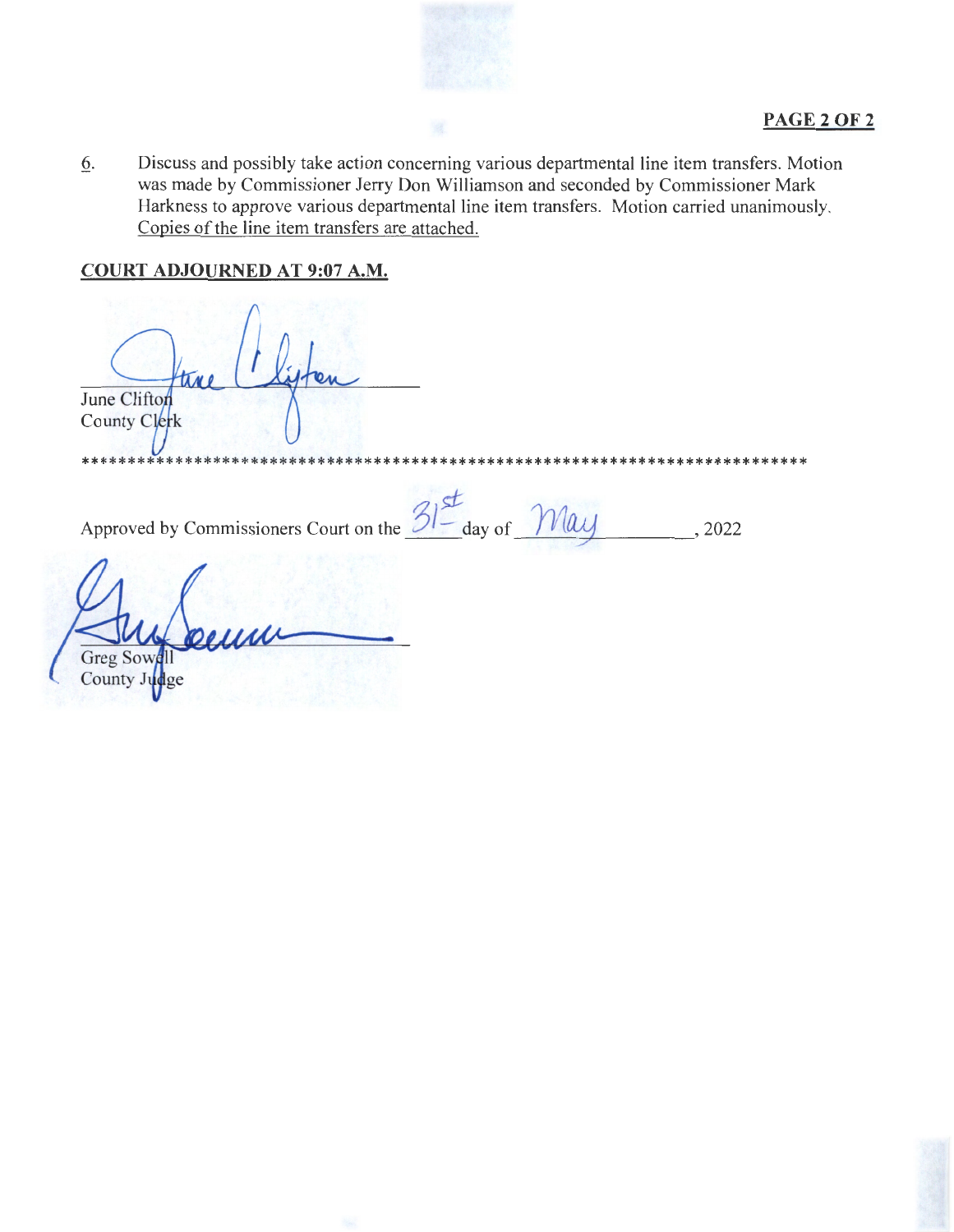6. Discuss and possibly take action concerning various departmental line item transfers. Motion was made by Commissioner Jerry Don Williamson and seconded by Commissioner Mark Harkness to approve various departmental line item transfers. Motion carried unanimously. Copies of the line item transfers are attached.

**COURT ADJOURNED AT 9:07 A.M.**

June Clifton
County Clerk

**********************************************************************************

Approved by Commissioners Court on the 31st day of May, 2022

Greg Sowell
County Judge